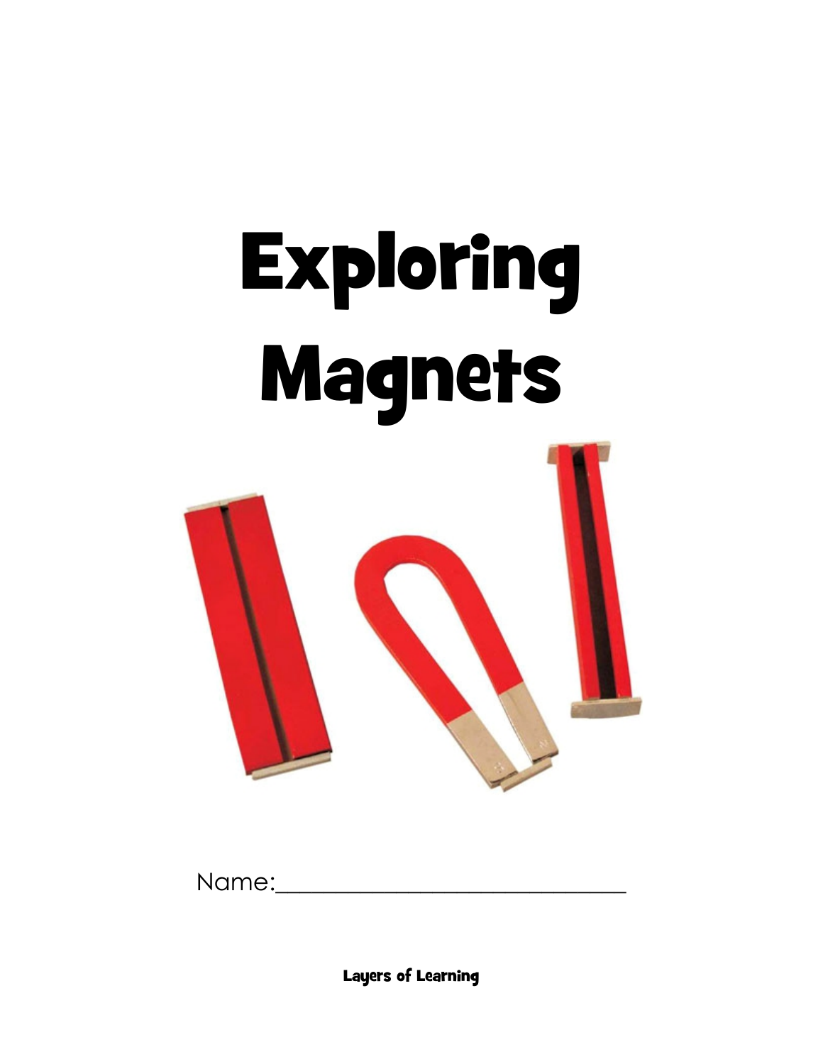# Exploring Magnets

Name:_______________________________

Layers of Learning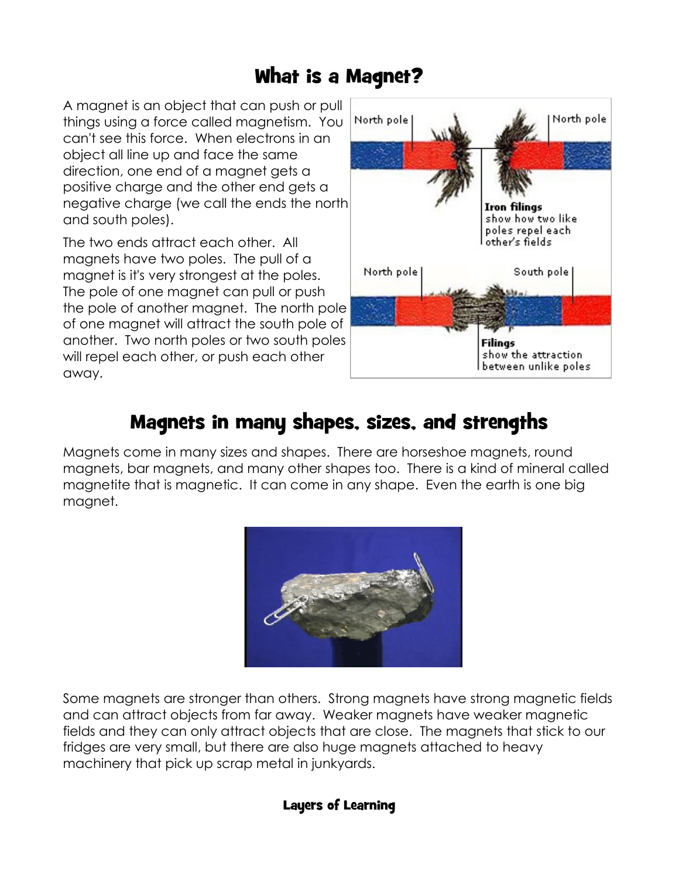# What is a Magnet?

A magnet is an object that can push or pull things using a force called magnetism. You can't see this force. When electrons in an object all line up and face the same direction, one end of a magnet gets a positive charge and the other end gets a negative charge (we call the ends the north and south poles).

The two ends attract each other. All magnets have two poles. The pull of a magnet is it's very strongest at the poles. The pole of one magnet can pull or push the pole of another magnet. The north pole of one magnet will attract the south pole of another. Two north poles or two south poles will repel each other, or push each other away.

# Magnets in many shapes, sizes, and strengths

Magnets come in many sizes and shapes. There are horseshoe magnets, round magnets, bar magnets, and many other shapes too. There is a kind of mineral called magnetite that is magnetic. It can come in any shape. Even the earth is one big magnet.

Some magnets are stronger than others. Strong magnets have strong magnetic fields and can attract objects from far away. Weaker magnets have weaker magnetic fields and they can only attract objects that are close. The magnets that stick to our fridges are very small, but there are also huge magnets attached to heavy machinery that pick up scrap metal in junkyards.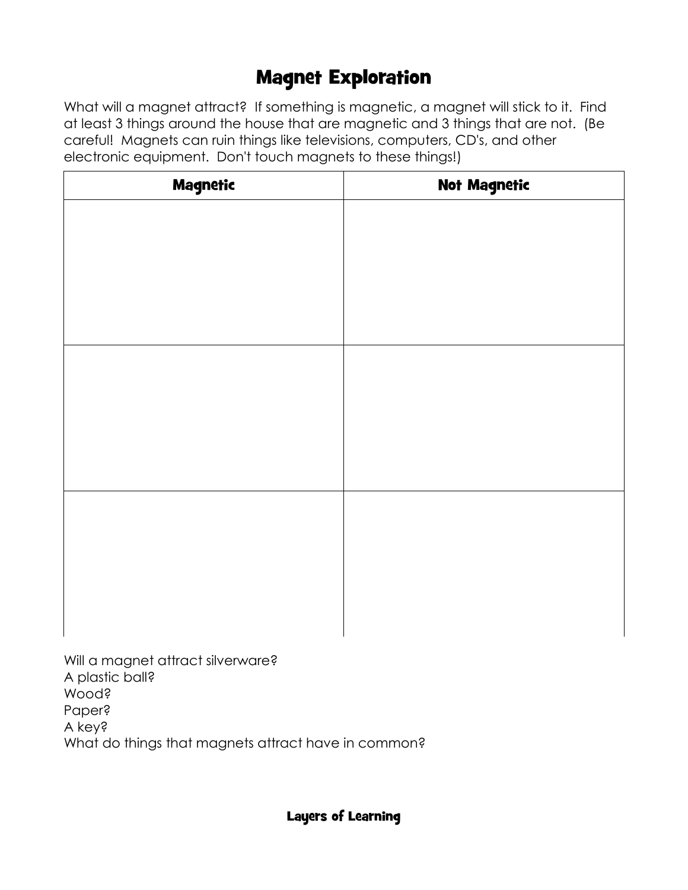# Magnet Exploration

What will a magnet attract? If something is magnetic, a magnet will stick to it. Find at least 3 things around the house that are magnetic and 3 things that are not. (Be careful! Magnets can ruin things like televisions, computers, CD's, and other electronic equipment. Don't touch magnets to these things!)

| Magnetic | Not Magnetic |
|---|---|
| | |
| | |
| | |

Will a magnet attract silverware?
A plastic ball?
Wood?
Paper?
A key?
What do things that magnets attract have in common?

**Layers of Learning**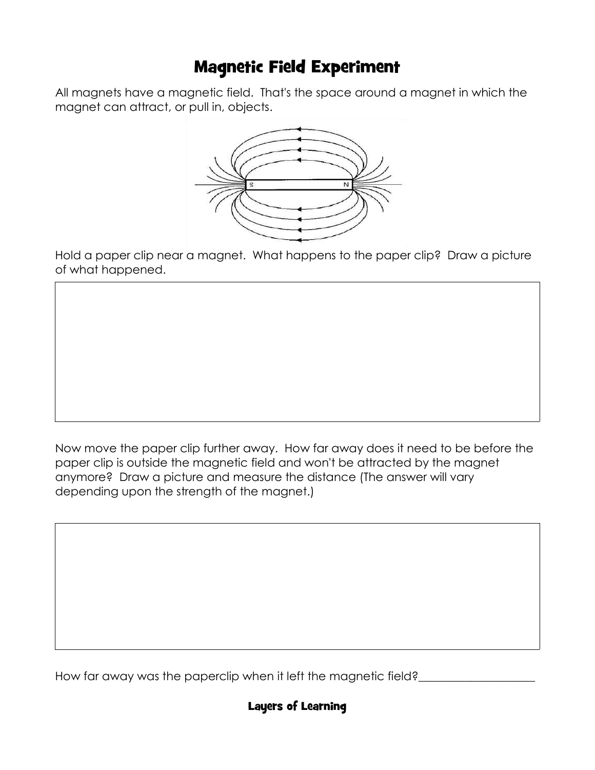# Magnetic Field Experiment

All magnets have a magnetic field. That's the space around a magnet in which the magnet can attract, or pull in, objects.

Hold a paper clip near a magnet. What happens to the paper clip? Draw a picture of what happened.

Now move the paper clip further away. How far away does it need to be before the paper clip is outside the magnetic field and won't be attracted by the magnet anymore? Draw a picture and measure the distance (The answer will vary depending upon the strength of the magnet.)

How far away was the paperclip when it left the magnetic field?____________________

**Layers of Learning**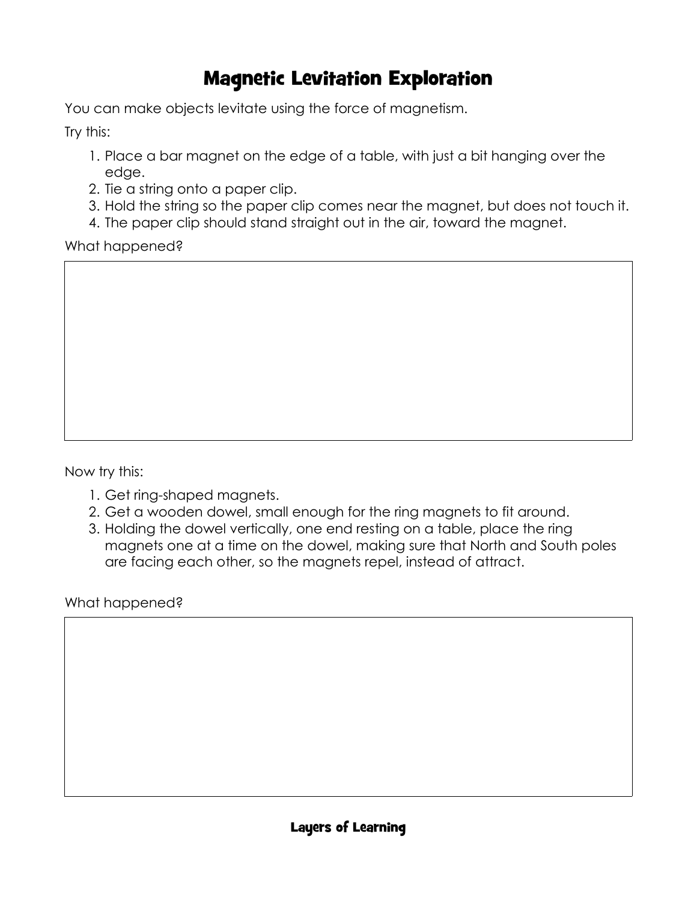# Magnetic Levitation Exploration

You can make objects levitate using the force of magnetism.

Try this:

1. Place a bar magnet on the edge of a table, with just a bit hanging over the edge.
2. Tie a string onto a paper clip.
3. Hold the string so the paper clip comes near the magnet, but does not touch it.
4. The paper clip should stand straight out in the air, toward the magnet.

What happened?

Now try this:

1. Get ring-shaped magnets.
2. Get a wooden dowel, small enough for the ring magnets to fit around.
3. Holding the dowel vertically, one end resting on a table, place the ring magnets one at a time on the dowel, making sure that North and South poles are facing each other, so the magnets repel, instead of attract.

What happened?

**Layers of Learning**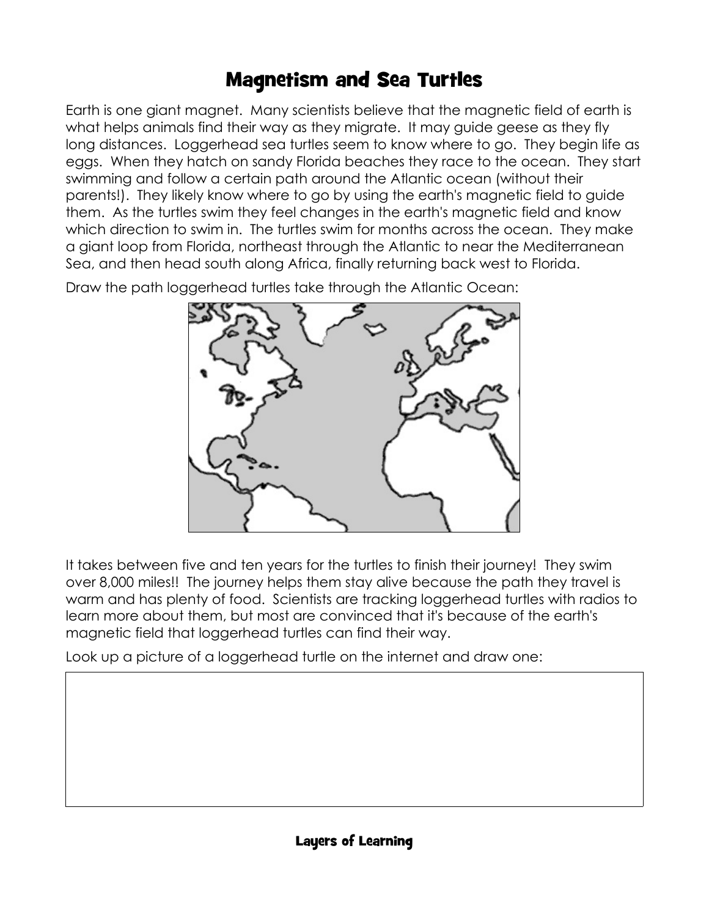# Magnetism and Sea Turtles

Earth is one giant magnet. Many scientists believe that the magnetic field of earth is what helps animals find their way as they migrate. It may guide geese as they fly long distances. Loggerhead sea turtles seem to know where to go. They begin life as eggs. When they hatch on sandy Florida beaches they race to the ocean. They start swimming and follow a certain path around the Atlantic ocean (without their parents!). They likely know where to go by using the earth's magnetic field to guide them. As the turtles swim they feel changes in the earth's magnetic field and know which direction to swim in. The turtles swim for months across the ocean. They make a giant loop from Florida, northeast through the Atlantic to near the Mediterranean Sea, and then head south along Africa, finally returning back west to Florida.

Draw the path loggerhead turtles take through the Atlantic Ocean:

It takes between five and ten years for the turtles to finish their journey! They swim over 8,000 miles!! The journey helps them stay alive because the path they travel is warm and has plenty of food. Scientists are tracking loggerhead turtles with radios to learn more about them, but most are convinced that it's because of the earth's magnetic field that loggerhead turtles can find their way.

Look up a picture of a loggerhead turtle on the internet and draw one: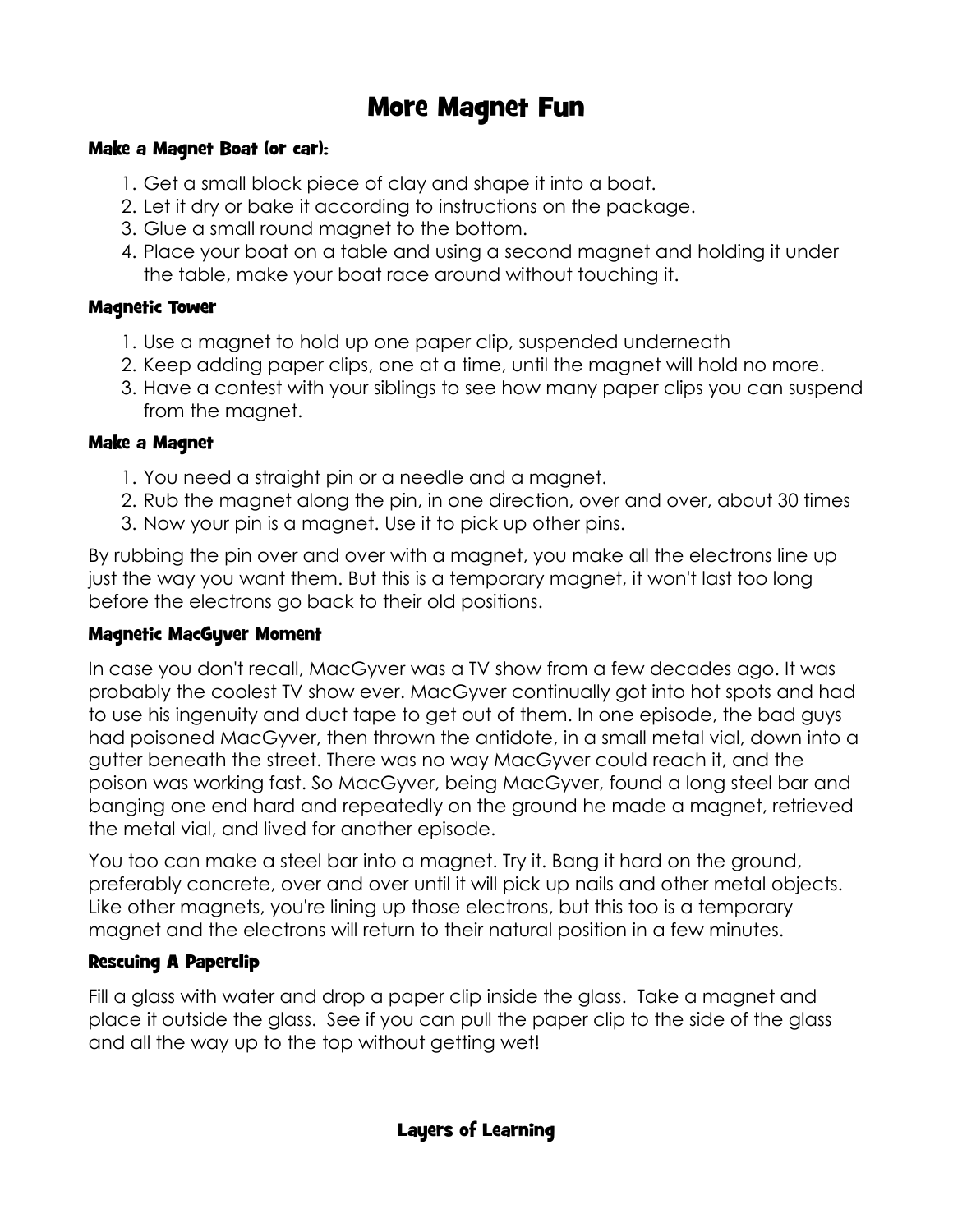# More Magnet Fun

### Make a Magnet Boat (or car):

1. Get a small block piece of clay and shape it into a boat.
2. Let it dry or bake it according to instructions on the package.
3. Glue a small round magnet to the bottom.
4. Place your boat on a table and using a second magnet and holding it under the table, make your boat race around without touching it.

### Magnetic Tower

1. Use a magnet to hold up one paper clip, suspended underneath
2. Keep adding paper clips, one at a time, until the magnet will hold no more.
3. Have a contest with your siblings to see how many paper clips you can suspend from the magnet.

### Make a Magnet

1. You need a straight pin or a needle and a magnet.
2. Rub the magnet along the pin, in one direction, over and over, about 30 times
3. Now your pin is a magnet. Use it to pick up other pins.

By rubbing the pin over and over with a magnet, you make all the electrons line up just the way you want them. But this is a temporary magnet, it won't last too long before the electrons go back to their old positions.

### Magnetic MacGyver Moment

In case you don't recall, MacGyver was a TV show from a few decades ago. It was probably the coolest TV show ever. MacGyver continually got into hot spots and had to use his ingenuity and duct tape to get out of them. In one episode, the bad guys had poisoned MacGyver, then thrown the antidote, in a small metal vial, down into a gutter beneath the street. There was no way MacGyver could reach it, and the poison was working fast. So MacGyver, being MacGyver, found a long steel bar and banging one end hard and repeatedly on the ground he made a magnet, retrieved the metal vial, and lived for another episode.

You too can make a steel bar into a magnet. Try it. Bang it hard on the ground, preferably concrete, over and over until it will pick up nails and other metal objects. Like other magnets, you're lining up those electrons, but this too is a temporary magnet and the electrons will return to their natural position in a few minutes.

### Rescuing A Paperclip

Fill a glass with water and drop a paper clip inside the glass. Take a magnet and place it outside the glass. See if you can pull the paper clip to the side of the glass and all the way up to the top without getting wet!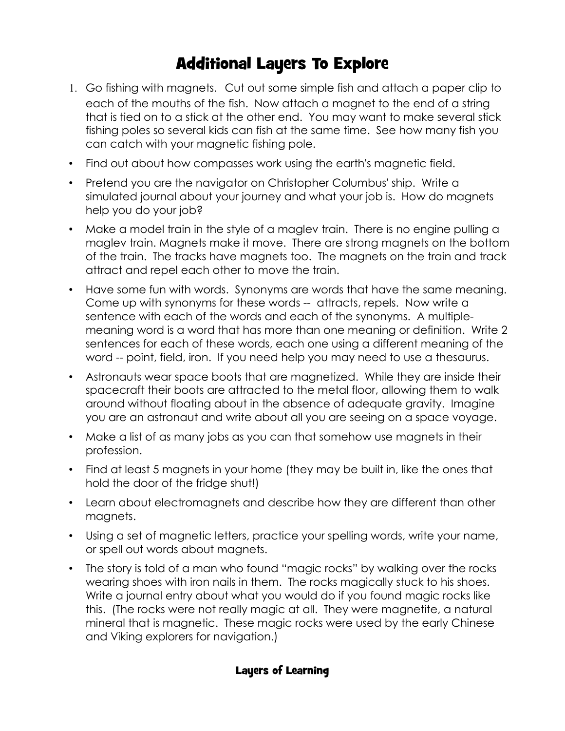# Additional Layers To Explore

1. Go fishing with magnets. Cut out some simple fish and attach a paper clip to each of the mouths of the fish. Now attach a magnet to the end of a string that is tied on to a stick at the other end. You may want to make several stick fishing poles so several kids can fish at the same time. See how many fish you can catch with your magnetic fishing pole.

- Find out about how compasses work using the earth's magnetic field.
- Pretend you are the navigator on Christopher Columbus' ship. Write a simulated journal about your journey and what your job is. How do magnets help you do your job?
- Make a model train in the style of a maglev train. There is no engine pulling a maglev train. Magnets make it move. There are strong magnets on the bottom of the train. The tracks have magnets too. The magnets on the train and track attract and repel each other to move the train.
- Have some fun with words. Synonyms are words that have the same meaning. Come up with synonyms for these words -- attracts, repels. Now write a sentence with each of the words and each of the synonyms. A multiple-meaning word is a word that has more than one meaning or definition. Write 2 sentences for each of these words, each one using a different meaning of the word -- point, field, iron. If you need help you may need to use a thesaurus.
- Astronauts wear space boots that are magnetized. While they are inside their spacecraft their boots are attracted to the metal floor, allowing them to walk around without floating about in the absence of adequate gravity. Imagine you are an astronaut and write about all you are seeing on a space voyage.
- Make a list of as many jobs as you can that somehow use magnets in their profession.
- Find at least 5 magnets in your home (they may be built in, like the ones that hold the door of the fridge shut!)
- Learn about electromagnets and describe how they are different than other magnets.
- Using a set of magnetic letters, practice your spelling words, write your name, or spell out words about magnets.
- The story is told of a man who found "magic rocks" by walking over the rocks wearing shoes with iron nails in them. The rocks magically stuck to his shoes. Write a journal entry about what you would do if you found magic rocks like this. (The rocks were not really magic at all. They were magnetite, a natural mineral that is magnetic. These magic rocks were used by the early Chinese and Viking explorers for navigation.)